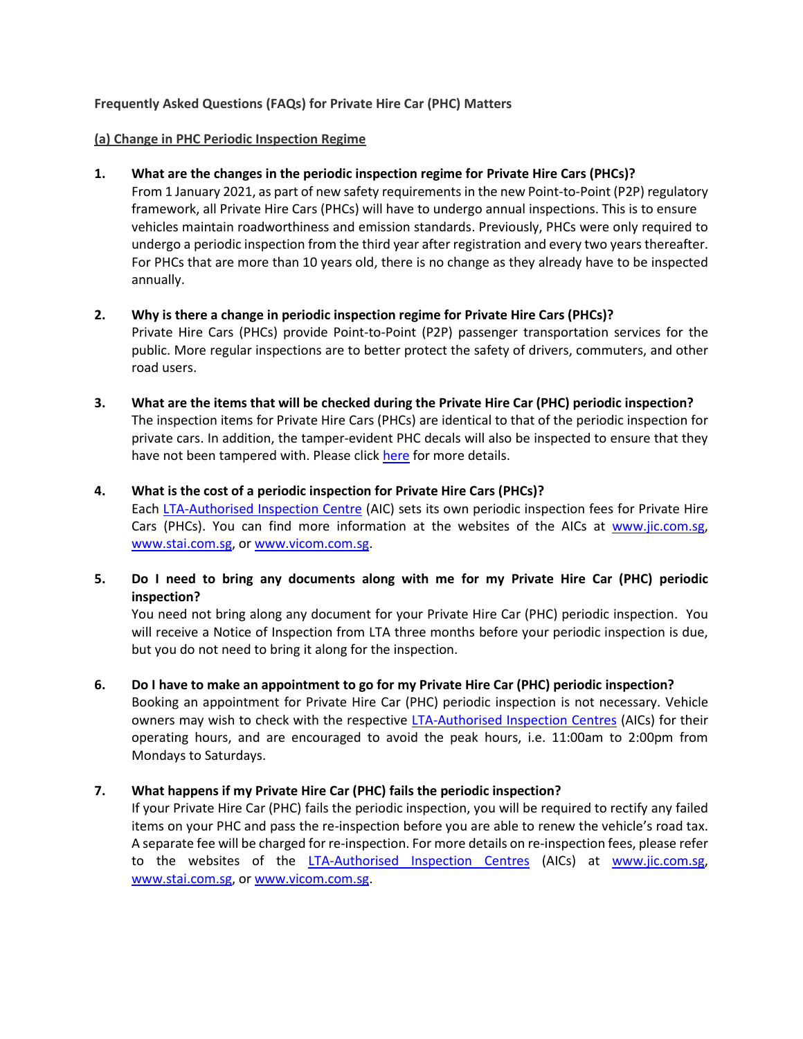**Frequently Asked Questions (FAQs) for Private Hire Car (PHC) Matters**

**(a) Change in PHC Periodic Inspection Regime**

1. **What are the changes in the periodic inspection regime for Private Hire Cars (PHCs)?**
   From 1 January 2021, as part of new safety requirements in the new Point-to-Point (P2P) regulatory framework, all Private Hire Cars (PHCs) will have to undergo annual inspections. This is to ensure vehicles maintain roadworthiness and emission standards. Previously, PHCs were only required to undergo a periodic inspection from the third year after registration and every two years thereafter. For PHCs that are more than 10 years old, there is no change as they already have to be inspected annually.

2. **Why is there a change in periodic inspection regime for Private Hire Cars (PHCs)?**
   Private Hire Cars (PHCs) provide Point-to-Point (P2P) passenger transportation services for the public. More regular inspections are to better protect the safety of drivers, commuters, and other road users.

3. **What are the items that will be checked during the Private Hire Car (PHC) periodic inspection?**
   The inspection items for Private Hire Cars (PHCs) are identical to that of the periodic inspection for private cars. In addition, the tamper-evident PHC decals will also be inspected to ensure that they have not been tampered with. Please click here for more details.

4. **What is the cost of a periodic inspection for Private Hire Cars (PHCs)?**
   Each LTA-Authorised Inspection Centre (AIC) sets its own periodic inspection fees for Private Hire Cars (PHCs). You can find more information at the websites of the AICs at www.jic.com.sg, www.stai.com.sg, or www.vicom.com.sg.

5. **Do I need to bring any documents along with me for my Private Hire Car (PHC) periodic inspection?**
   You need not bring along any document for your Private Hire Car (PHC) periodic inspection. You will receive a Notice of Inspection from LTA three months before your periodic inspection is due, but you do not need to bring it along for the inspection.

6. **Do I have to make an appointment to go for my Private Hire Car (PHC) periodic inspection?**
   Booking an appointment for Private Hire Car (PHC) periodic inspection is not necessary. Vehicle owners may wish to check with the respective LTA-Authorised Inspection Centres (AICs) for their operating hours, and are encouraged to avoid the peak hours, i.e. 11:00am to 2:00pm from Mondays to Saturdays.

7. **What happens if my Private Hire Car (PHC) fails the periodic inspection?**
   If your Private Hire Car (PHC) fails the periodic inspection, you will be required to rectify any failed items on your PHC and pass the re-inspection before you are able to renew the vehicle's road tax. A separate fee will be charged for re-inspection. For more details on re-inspection fees, please refer to the websites of the LTA-Authorised Inspection Centres (AICs) at www.jic.com.sg, www.stai.com.sg, or www.vicom.com.sg.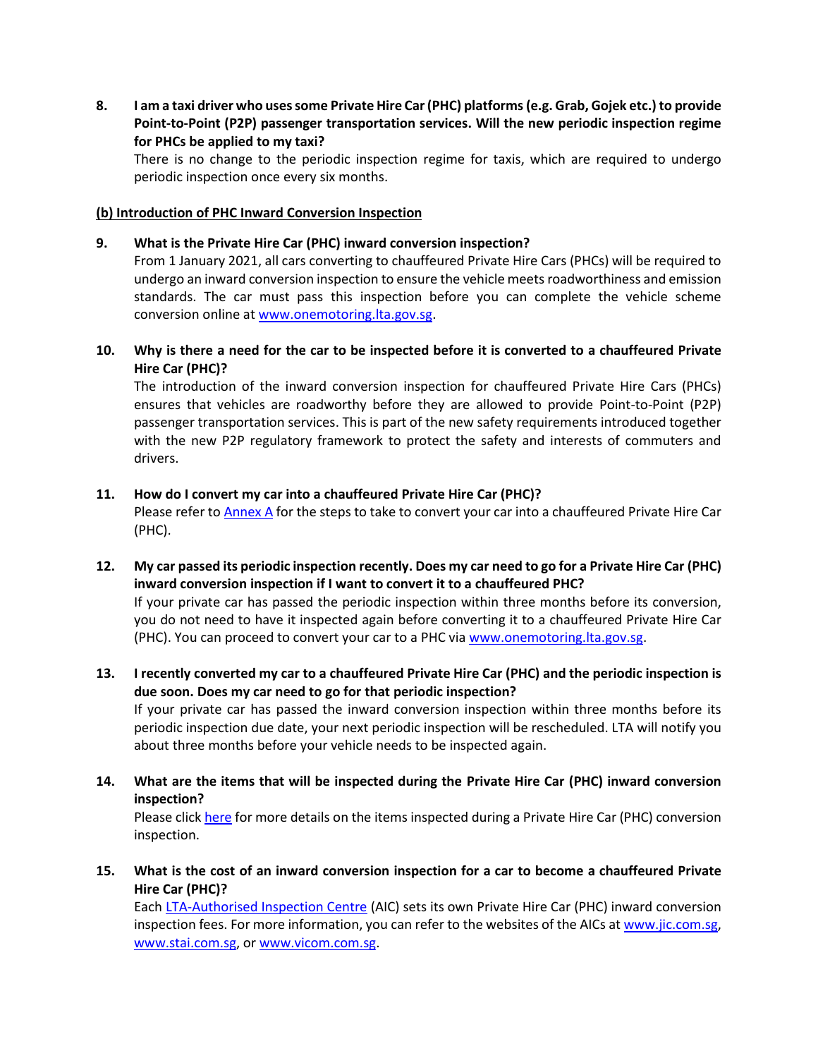**8. I am a taxi driver who uses some Private Hire Car (PHC) platforms (e.g. Grab, Gojek etc.) to provide Point-to-Point (P2P) passenger transportation services. Will the new periodic inspection regime for PHCs be applied to my taxi?**

There is no change to the periodic inspection regime for taxis, which are required to undergo periodic inspection once every six months.

**(b) Introduction of PHC Inward Conversion Inspection**

**9. What is the Private Hire Car (PHC) inward conversion inspection?**

From 1 January 2021, all cars converting to chauffeured Private Hire Cars (PHCs) will be required to undergo an inward conversion inspection to ensure the vehicle meets roadworthiness and emission standards. The car must pass this inspection before you can complete the vehicle scheme conversion online at www.onemotoring.lta.gov.sg.

**10. Why is there a need for the car to be inspected before it is converted to a chauffeured Private Hire Car (PHC)?**

The introduction of the inward conversion inspection for chauffeured Private Hire Cars (PHCs) ensures that vehicles are roadworthy before they are allowed to provide Point-to-Point (P2P) passenger transportation services. This is part of the new safety requirements introduced together with the new P2P regulatory framework to protect the safety and interests of commuters and drivers.

**11. How do I convert my car into a chauffeured Private Hire Car (PHC)?**

Please refer to Annex A for the steps to take to convert your car into a chauffeured Private Hire Car (PHC).

**12. My car passed its periodic inspection recently. Does my car need to go for a Private Hire Car (PHC) inward conversion inspection if I want to convert it to a chauffeured PHC?**

If your private car has passed the periodic inspection within three months before its conversion, you do not need to have it inspected again before converting it to a chauffeured Private Hire Car (PHC). You can proceed to convert your car to a PHC via www.onemotoring.lta.gov.sg.

**13. I recently converted my car to a chauffeured Private Hire Car (PHC) and the periodic inspection is due soon. Does my car need to go for that periodic inspection?**

If your private car has passed the inward conversion inspection within three months before its periodic inspection due date, your next periodic inspection will be rescheduled. LTA will notify you about three months before your vehicle needs to be inspected again.

**14. What are the items that will be inspected during the Private Hire Car (PHC) inward conversion inspection?**

Please click here for more details on the items inspected during a Private Hire Car (PHC) conversion inspection.

**15. What is the cost of an inward conversion inspection for a car to become a chauffeured Private Hire Car (PHC)?**

Each LTA-Authorised Inspection Centre (AIC) sets its own Private Hire Car (PHC) inward conversion inspection fees. For more information, you can refer to the websites of the AICs at www.jic.com.sg, www.stai.com.sg, or www.vicom.com.sg.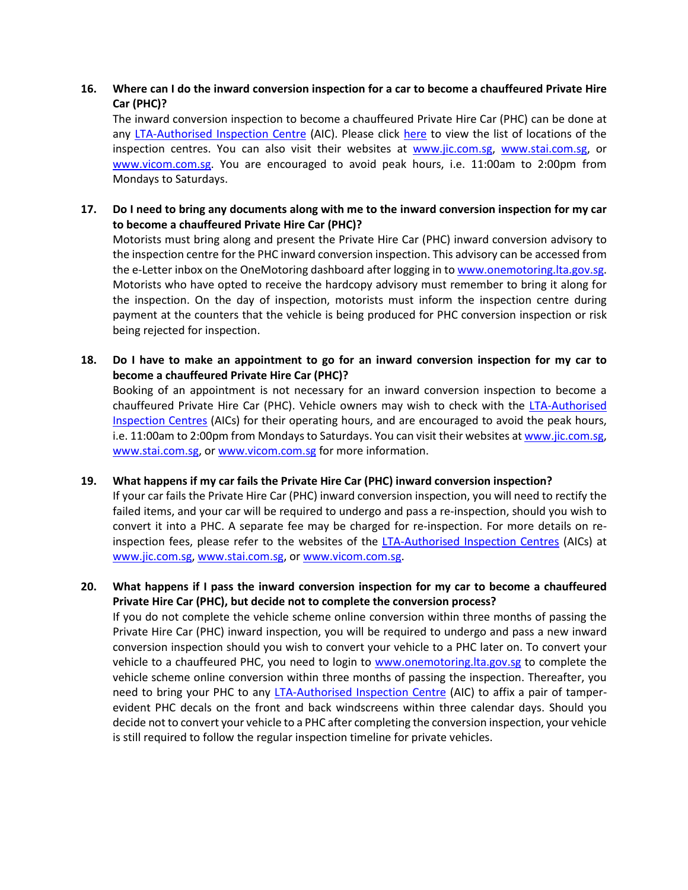**16. Where can I do the inward conversion inspection for a car to become a chauffeured Private Hire Car (PHC)?**

The inward conversion inspection to become a chauffeured Private Hire Car (PHC) can be done at any LTA-Authorised Inspection Centre (AIC). Please click here to view the list of locations of the inspection centres. You can also visit their websites at www.jic.com.sg, www.stai.com.sg, or www.vicom.com.sg. You are encouraged to avoid peak hours, i.e. 11:00am to 2:00pm from Mondays to Saturdays.

**17. Do I need to bring any documents along with me to the inward conversion inspection for my car to become a chauffeured Private Hire Car (PHC)?**

Motorists must bring along and present the Private Hire Car (PHC) inward conversion advisory to the inspection centre for the PHC inward conversion inspection. This advisory can be accessed from the e-Letter inbox on the OneMotoring dashboard after logging in to www.onemotoring.lta.gov.sg. Motorists who have opted to receive the hardcopy advisory must remember to bring it along for the inspection. On the day of inspection, motorists must inform the inspection centre during payment at the counters that the vehicle is being produced for PHC conversion inspection or risk being rejected for inspection.

**18. Do I have to make an appointment to go for an inward conversion inspection for my car to become a chauffeured Private Hire Car (PHC)?**

Booking of an appointment is not necessary for an inward conversion inspection to become a chauffeured Private Hire Car (PHC). Vehicle owners may wish to check with the LTA-Authorised Inspection Centres (AICs) for their operating hours, and are encouraged to avoid the peak hours, i.e. 11:00am to 2:00pm from Mondays to Saturdays. You can visit their websites at www.jic.com.sg, www.stai.com.sg, or www.vicom.com.sg for more information.

**19. What happens if my car fails the Private Hire Car (PHC) inward conversion inspection?**

If your car fails the Private Hire Car (PHC) inward conversion inspection, you will need to rectify the failed items, and your car will be required to undergo and pass a re-inspection, should you wish to convert it into a PHC. A separate fee may be charged for re-inspection. For more details on re-inspection fees, please refer to the websites of the LTA-Authorised Inspection Centres (AICs) at www.jic.com.sg, www.stai.com.sg, or www.vicom.com.sg.

**20. What happens if I pass the inward conversion inspection for my car to become a chauffeured Private Hire Car (PHC), but decide not to complete the conversion process?**

If you do not complete the vehicle scheme online conversion within three months of passing the Private Hire Car (PHC) inward inspection, you will be required to undergo and pass a new inward conversion inspection should you wish to convert your vehicle to a PHC later on. To convert your vehicle to a chauffeured PHC, you need to login to www.onemotoring.lta.gov.sg to complete the vehicle scheme online conversion within three months of passing the inspection. Thereafter, you need to bring your PHC to any LTA-Authorised Inspection Centre (AIC) to affix a pair of tamper-evident PHC decals on the front and back windscreens within three calendar days. Should you decide not to convert your vehicle to a PHC after completing the conversion inspection, your vehicle is still required to follow the regular inspection timeline for private vehicles.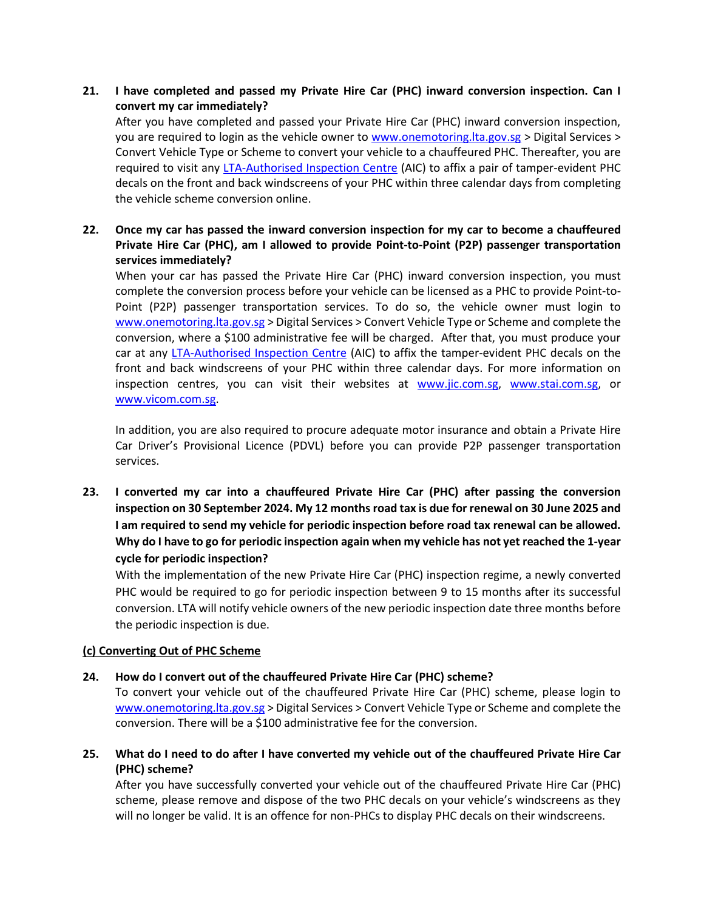**21. I have completed and passed my Private Hire Car (PHC) inward conversion inspection. Can I convert my car immediately?**

After you have completed and passed your Private Hire Car (PHC) inward conversion inspection, you are required to login as the vehicle owner to [www.onemotoring.lta.gov.sg](http://www.onemotoring.lta.gov.sg) > Digital Services > Convert Vehicle Type or Scheme to convert your vehicle to a chauffeured PHC. Thereafter, you are required to visit any [LTA-Authorised Inspection Centre](#) (AIC) to affix a pair of tamper-evident PHC decals on the front and back windscreens of your PHC within three calendar days from completing the vehicle scheme conversion online.

**22. Once my car has passed the inward conversion inspection for my car to become a chauffeured Private Hire Car (PHC), am I allowed to provide Point-to-Point (P2P) passenger transportation services immediately?**

When your car has passed the Private Hire Car (PHC) inward conversion inspection, you must complete the conversion process before your vehicle can be licensed as a PHC to provide Point-to-Point (P2P) passenger transportation services. To do so, the vehicle owner must login to [www.onemotoring.lta.gov.sg](http://www.onemotoring.lta.gov.sg) > Digital Services > Convert Vehicle Type or Scheme and complete the conversion, where a $100 administrative fee will be charged. After that, you must produce your car at any [LTA-Authorised Inspection Centre](#) (AIC) to affix the tamper-evident PHC decals on the front and back windscreens of your PHC within three calendar days. For more information on inspection centres, you can visit their websites at [www.jic.com.sg](http://www.jic.com.sg), [www.stai.com.sg](http://www.stai.com.sg), or [www.vicom.com.sg](http://www.vicom.com.sg).

In addition, you are also required to procure adequate motor insurance and obtain a Private Hire Car Driver's Provisional Licence (PDVL) before you can provide P2P passenger transportation services.

**23. I converted my car into a chauffeured Private Hire Car (PHC) after passing the conversion inspection on 30 September 2024. My 12 months road tax is due for renewal on 30 June 2025 and I am required to send my vehicle for periodic inspection before road tax renewal can be allowed. Why do I have to go for periodic inspection again when my vehicle has not yet reached the 1-year cycle for periodic inspection?**

With the implementation of the new Private Hire Car (PHC) inspection regime, a newly converted PHC would be required to go for periodic inspection between 9 to 15 months after its successful conversion. LTA will notify vehicle owners of the new periodic inspection date three months before the periodic inspection is due.

**(c) Converting Out of PHC Scheme**

**24. How do I convert out of the chauffeured Private Hire Car (PHC) scheme?**

To convert your vehicle out of the chauffeured Private Hire Car (PHC) scheme, please login to [www.onemotoring.lta.gov.sg](http://www.onemotoring.lta.gov.sg) > Digital Services > Convert Vehicle Type or Scheme and complete the conversion. There will be a $100 administrative fee for the conversion.

**25. What do I need to do after I have converted my vehicle out of the chauffeured Private Hire Car (PHC) scheme?**

After you have successfully converted your vehicle out of the chauffeured Private Hire Car (PHC) scheme, please remove and dispose of the two PHC decals on your vehicle's windscreens as they will no longer be valid. It is an offence for non-PHCs to display PHC decals on their windscreens.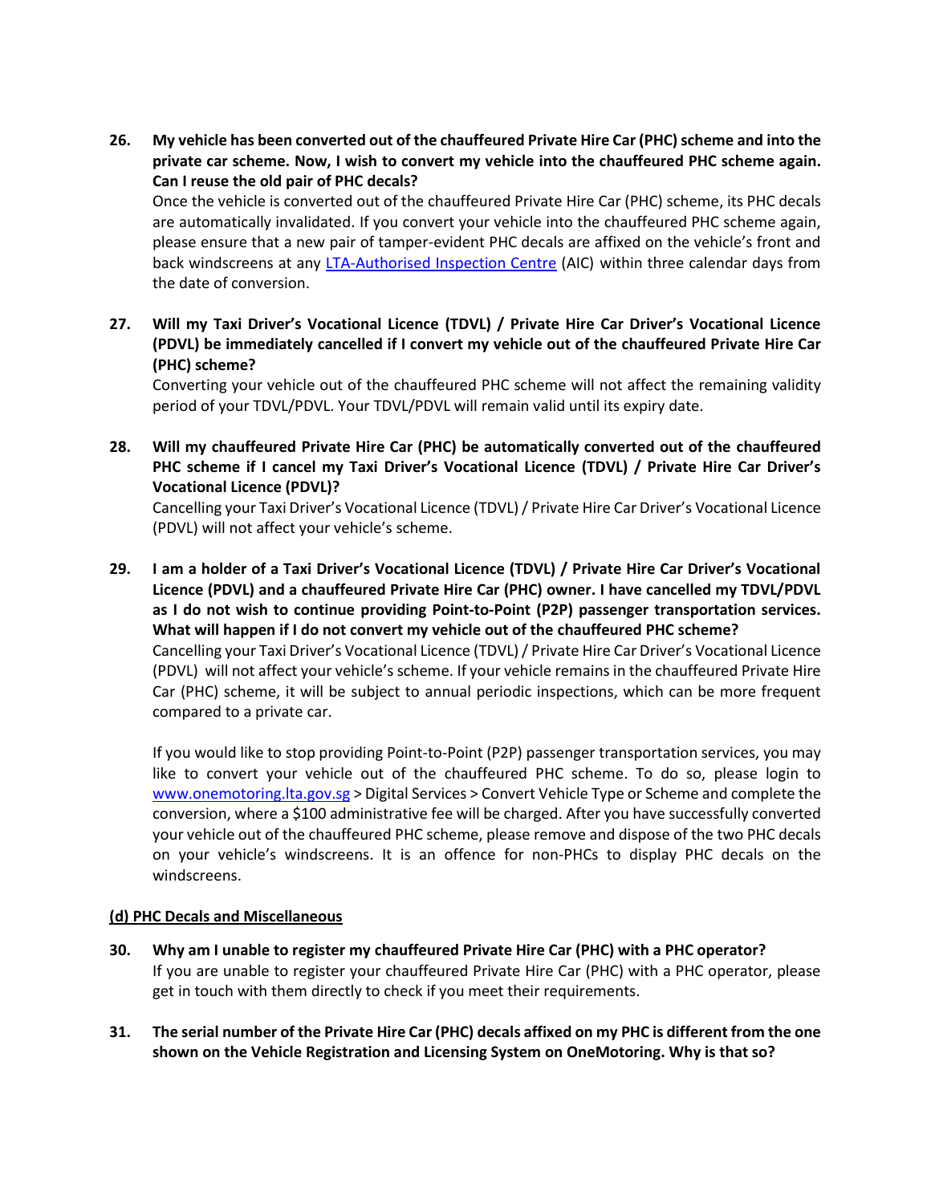**26. My vehicle has been converted out of the chauffeured Private Hire Car (PHC) scheme and into the private car scheme. Now, I wish to convert my vehicle into the chauffeured PHC scheme again. Can I reuse the old pair of PHC decals?**

Once the vehicle is converted out of the chauffeured Private Hire Car (PHC) scheme, its PHC decals are automatically invalidated. If you convert your vehicle into the chauffeured PHC scheme again, please ensure that a new pair of tamper-evident PHC decals are affixed on the vehicle's front and back windscreens at any [LTA-Authorised Inspection Centre](LTA-Authorised Inspection Centre) (AIC) within three calendar days from the date of conversion.

**27. Will my Taxi Driver's Vocational Licence (TDVL) / Private Hire Car Driver's Vocational Licence (PDVL) be immediately cancelled if I convert my vehicle out of the chauffeured Private Hire Car (PHC) scheme?**

Converting your vehicle out of the chauffeured PHC scheme will not affect the remaining validity period of your TDVL/PDVL. Your TDVL/PDVL will remain valid until its expiry date.

**28. Will my chauffeured Private Hire Car (PHC) be automatically converted out of the chauffeured PHC scheme if I cancel my Taxi Driver's Vocational Licence (TDVL) / Private Hire Car Driver's Vocational Licence (PDVL)?**

Cancelling your Taxi Driver's Vocational Licence (TDVL) / Private Hire Car Driver's Vocational Licence (PDVL) will not affect your vehicle's scheme.

**29. I am a holder of a Taxi Driver's Vocational Licence (TDVL) / Private Hire Car Driver's Vocational Licence (PDVL) and a chauffeured Private Hire Car (PHC) owner. I have cancelled my TDVL/PDVL as I do not wish to continue providing Point-to-Point (P2P) passenger transportation services. What will happen if I do not convert my vehicle out of the chauffeured PHC scheme?**

Cancelling your Taxi Driver's Vocational Licence (TDVL) / Private Hire Car Driver's Vocational Licence (PDVL) will not affect your vehicle's scheme. If your vehicle remains in the chauffeured Private Hire Car (PHC) scheme, it will be subject to annual periodic inspections, which can be more frequent compared to a private car.

If you would like to stop providing Point-to-Point (P2P) passenger transportation services, you may like to convert your vehicle out of the chauffeured PHC scheme. To do so, please login to [www.onemotoring.lta.gov.sg](www.onemotoring.lta.gov.sg) > Digital Services > Convert Vehicle Type or Scheme and complete the conversion, where a $100 administrative fee will be charged. After you have successfully converted your vehicle out of the chauffeured PHC scheme, please remove and dispose of the two PHC decals on your vehicle's windscreens. It is an offence for non-PHCs to display PHC decals on the windscreens.

**(d) PHC Decals and Miscellaneous**

**30. Why am I unable to register my chauffeured Private Hire Car (PHC) with a PHC operator?**

If you are unable to register your chauffeured Private Hire Car (PHC) with a PHC operator, please get in touch with them directly to check if you meet their requirements.

**31. The serial number of the Private Hire Car (PHC) decals affixed on my PHC is different from the one shown on the Vehicle Registration and Licensing System on OneMotoring. Why is that so?**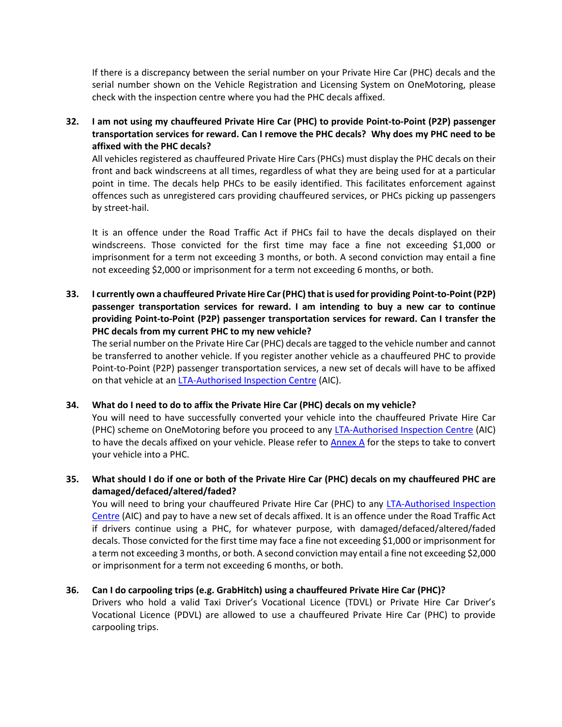If there is a discrepancy between the serial number on your Private Hire Car (PHC) decals and the serial number shown on the Vehicle Registration and Licensing System on OneMotoring, please check with the inspection centre where you had the PHC decals affixed.

**32. I am not using my chauffeured Private Hire Car (PHC) to provide Point-to-Point (P2P) passenger transportation services for reward. Can I remove the PHC decals? Why does my PHC need to be affixed with the PHC decals?**

All vehicles registered as chauffeured Private Hire Cars (PHCs) must display the PHC decals on their front and back windscreens at all times, regardless of what they are being used for at a particular point in time. The decals help PHCs to be easily identified. This facilitates enforcement against offences such as unregistered cars providing chauffeured services, or PHCs picking up passengers by street-hail.

It is an offence under the Road Traffic Act if PHCs fail to have the decals displayed on their windscreens. Those convicted for the first time may face a fine not exceeding $1,000 or imprisonment for a term not exceeding 3 months, or both. A second conviction may entail a fine not exceeding $2,000 or imprisonment for a term not exceeding 6 months, or both.

**33. I currently own a chauffeured Private Hire Car (PHC) that is used for providing Point-to-Point (P2P) passenger transportation services for reward. I am intending to buy a new car to continue providing Point-to-Point (P2P) passenger transportation services for reward. Can I transfer the PHC decals from my current PHC to my new vehicle?**

The serial number on the Private Hire Car (PHC) decals are tagged to the vehicle number and cannot be transferred to another vehicle. If you register another vehicle as a chauffeured PHC to provide Point-to-Point (P2P) passenger transportation services, a new set of decals will have to be affixed on that vehicle at an LTA-Authorised Inspection Centre (AIC).

**34. What do I need to do to affix the Private Hire Car (PHC) decals on my vehicle?**

You will need to have successfully converted your vehicle into the chauffeured Private Hire Car (PHC) scheme on OneMotoring before you proceed to any LTA-Authorised Inspection Centre (AIC) to have the decals affixed on your vehicle. Please refer to Annex A for the steps to take to convert your vehicle into a PHC.

**35. What should I do if one or both of the Private Hire Car (PHC) decals on my chauffeured PHC are damaged/defaced/altered/faded?**

You will need to bring your chauffeured Private Hire Car (PHC) to any LTA-Authorised Inspection Centre (AIC) and pay to have a new set of decals affixed. It is an offence under the Road Traffic Act if drivers continue using a PHC, for whatever purpose, with damaged/defaced/altered/faded decals. Those convicted for the first time may face a fine not exceeding $1,000 or imprisonment for a term not exceeding 3 months, or both. A second conviction may entail a fine not exceeding $2,000 or imprisonment for a term not exceeding 6 months, or both.

**36. Can I do carpooling trips (e.g. GrabHitch) using a chauffeured Private Hire Car (PHC)?**

Drivers who hold a valid Taxi Driver's Vocational Licence (TDVL) or Private Hire Car Driver's Vocational Licence (PDVL) are allowed to use a chauffeured Private Hire Car (PHC) to provide carpooling trips.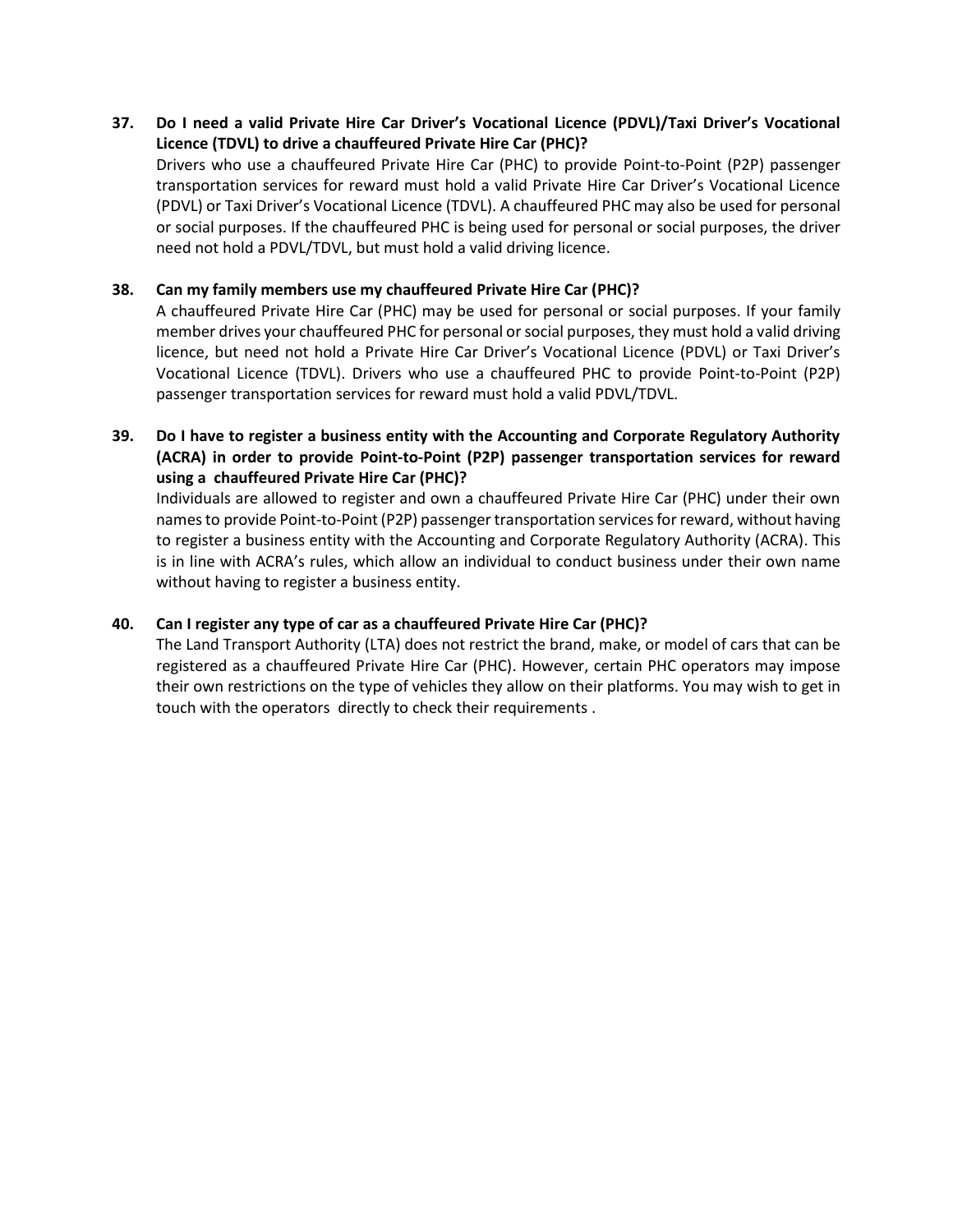**37. Do I need a valid Private Hire Car Driver's Vocational Licence (PDVL)/Taxi Driver's Vocational Licence (TDVL) to drive a chauffeured Private Hire Car (PHC)?**

Drivers who use a chauffeured Private Hire Car (PHC) to provide Point-to-Point (P2P) passenger transportation services for reward must hold a valid Private Hire Car Driver's Vocational Licence (PDVL) or Taxi Driver's Vocational Licence (TDVL). A chauffeured PHC may also be used for personal or social purposes. If the chauffeured PHC is being used for personal or social purposes, the driver need not hold a PDVL/TDVL, but must hold a valid driving licence.

**38. Can my family members use my chauffeured Private Hire Car (PHC)?**

A chauffeured Private Hire Car (PHC) may be used for personal or social purposes. If your family member drives your chauffeured PHC for personal or social purposes, they must hold a valid driving licence, but need not hold a Private Hire Car Driver's Vocational Licence (PDVL) or Taxi Driver's Vocational Licence (TDVL). Drivers who use a chauffeured PHC to provide Point-to-Point (P2P) passenger transportation services for reward must hold a valid PDVL/TDVL.

**39. Do I have to register a business entity with the Accounting and Corporate Regulatory Authority (ACRA) in order to provide Point-to-Point (P2P) passenger transportation services for reward using a chauffeured Private Hire Car (PHC)?**

Individuals are allowed to register and own a chauffeured Private Hire Car (PHC) under their own names to provide Point-to-Point (P2P) passenger transportation services for reward, without having to register a business entity with the Accounting and Corporate Regulatory Authority (ACRA). This is in line with ACRA's rules, which allow an individual to conduct business under their own name without having to register a business entity.

**40. Can I register any type of car as a chauffeured Private Hire Car (PHC)?**

The Land Transport Authority (LTA) does not restrict the brand, make, or model of cars that can be registered as a chauffeured Private Hire Car (PHC). However, certain PHC operators may impose their own restrictions on the type of vehicles they allow on their platforms. You may wish to get in touch with the operators directly to check their requirements .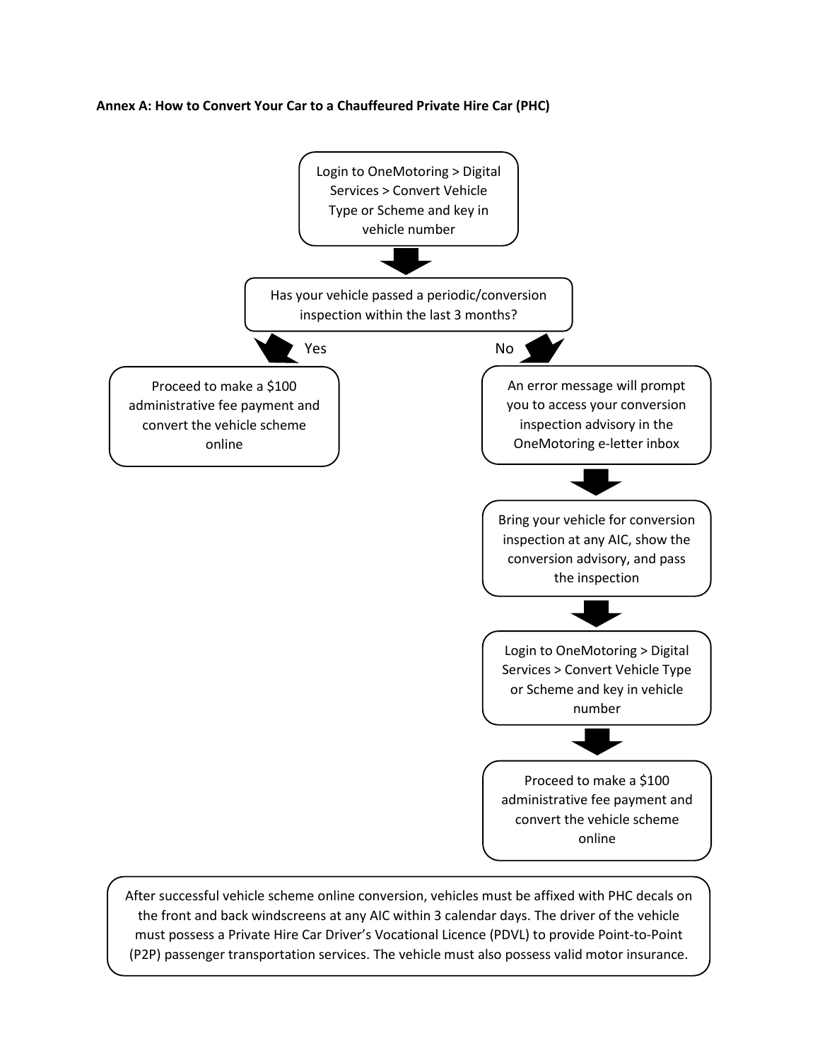**Annex A: How to Convert Your Car to a Chauffeured Private Hire Car (PHC)**

Login to OneMotoring > Digital Services > Convert Vehicle Type or Scheme and key in vehicle number

Has your vehicle passed a periodic/conversion inspection within the last 3 months?

Yes

Proceed to make a $100 administrative fee payment and convert the vehicle scheme online

No

An error message will prompt you to access your conversion inspection advisory in the OneMotoring e-letter inbox

Bring your vehicle for conversion inspection at any AIC, show the conversion advisory, and pass the inspection

Login to OneMotoring > Digital Services > Convert Vehicle Type or Scheme and key in vehicle number

Proceed to make a $100 administrative fee payment and convert the vehicle scheme online

After successful vehicle scheme online conversion, vehicles must be affixed with PHC decals on the front and back windscreens at any AIC within 3 calendar days. The driver of the vehicle must possess a Private Hire Car Driver's Vocational Licence (PDVL) to provide Point-to-Point (P2P) passenger transportation services. The vehicle must also possess valid motor insurance.